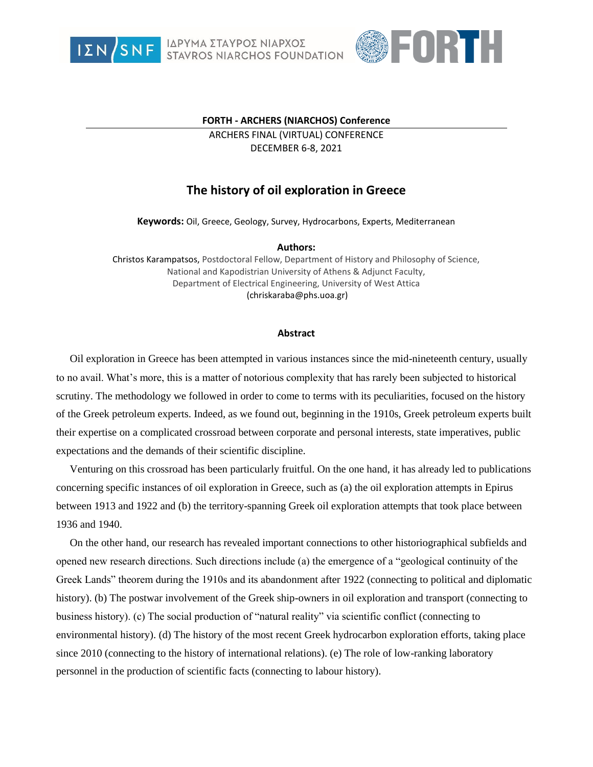**FORTH - ARCHERS (NIARCHOS) Conference**

ARCHERS FINAL (VIRTUAL) CONFERENCE
DECEMBER 6-8, 2021

# The history of oil exploration in Greece

**Keywords:** Oil, Greece, Geology, Survey, Hydrocarbons, Experts, Mediterranean

**Authors:**

Christos Karampatsos, Postdoctoral Fellow, Department of History and Philosophy of Science, National and Kapodistrian University of Athens & Adjunct Faculty, Department of Electrical Engineering, University of West Attica
(chriskaraba@phs.uoa.gr)

**Abstract**

Oil exploration in Greece has been attempted in various instances since the mid-nineteenth century, usually to no avail. What's more, this is a matter of notorious complexity that has rarely been subjected to historical scrutiny. The methodology we followed in order to come to terms with its peculiarities, focused on the history of the Greek petroleum experts. Indeed, as we found out, beginning in the 1910s, Greek petroleum experts built their expertise on a complicated crossroad between corporate and personal interests, state imperatives, public expectations and the demands of their scientific discipline.

Venturing on this crossroad has been particularly fruitful. On the one hand, it has already led to publications concerning specific instances of oil exploration in Greece, such as (a) the oil exploration attempts in Epirus between 1913 and 1922 and (b) the territory-spanning Greek oil exploration attempts that took place between 1936 and 1940.

On the other hand, our research has revealed important connections to other historiographical subfields and opened new research directions. Such directions include (a) the emergence of a "geological continuity of the Greek Lands" theorem during the 1910s and its abandonment after 1922 (connecting to political and diplomatic history). (b) The postwar involvement of the Greek ship-owners in oil exploration and transport (connecting to business history). (c) The social production of "natural reality" via scientific conflict (connecting to environmental history). (d) The history of the most recent Greek hydrocarbon exploration efforts, taking place since 2010 (connecting to the history of international relations). (e) The role of low-ranking laboratory personnel in the production of scientific facts (connecting to labour history).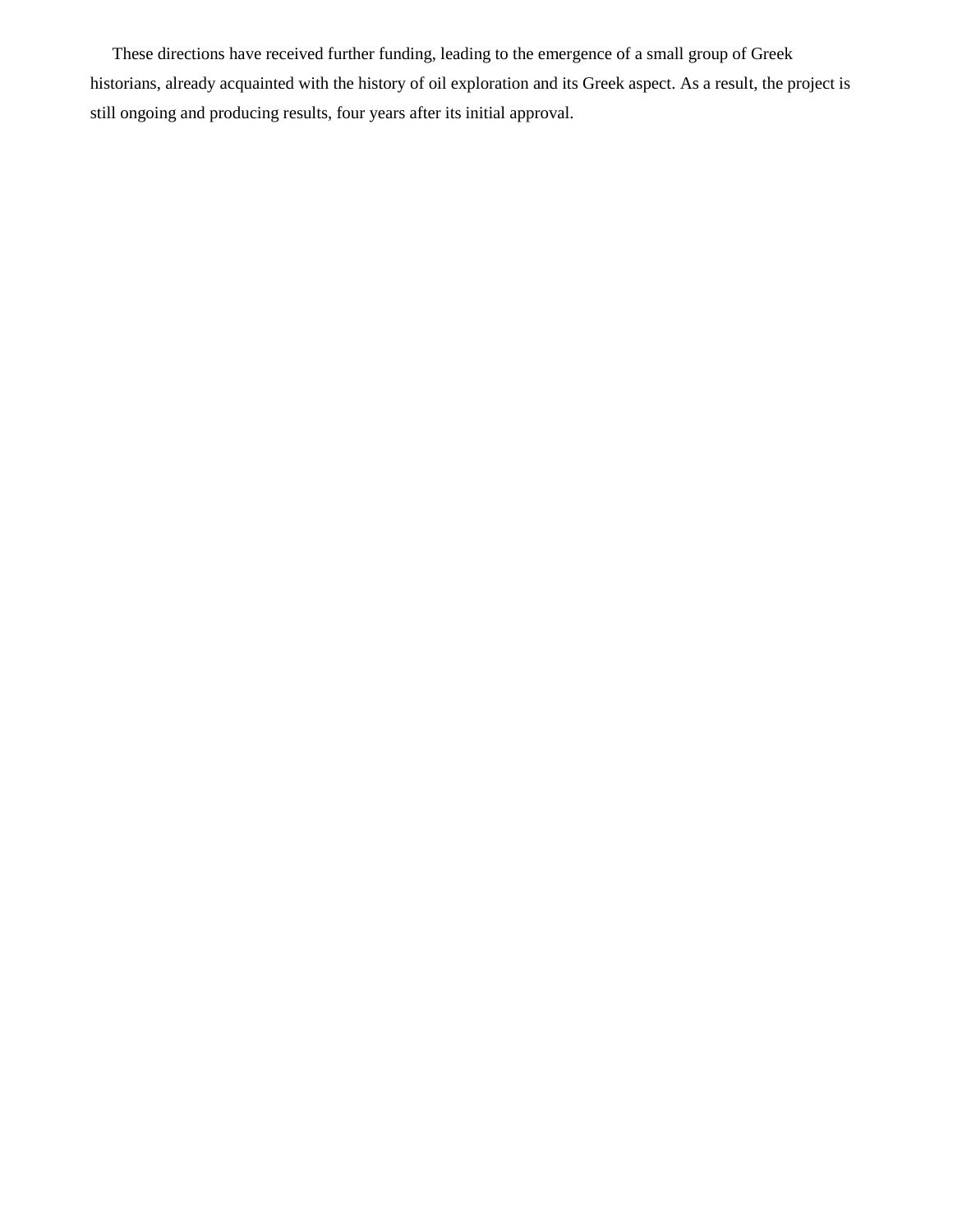These directions have received further funding, leading to the emergence of a small group of Greek historians, already acquainted with the history of oil exploration and its Greek aspect. As a result, the project is still ongoing and producing results, four years after its initial approval.